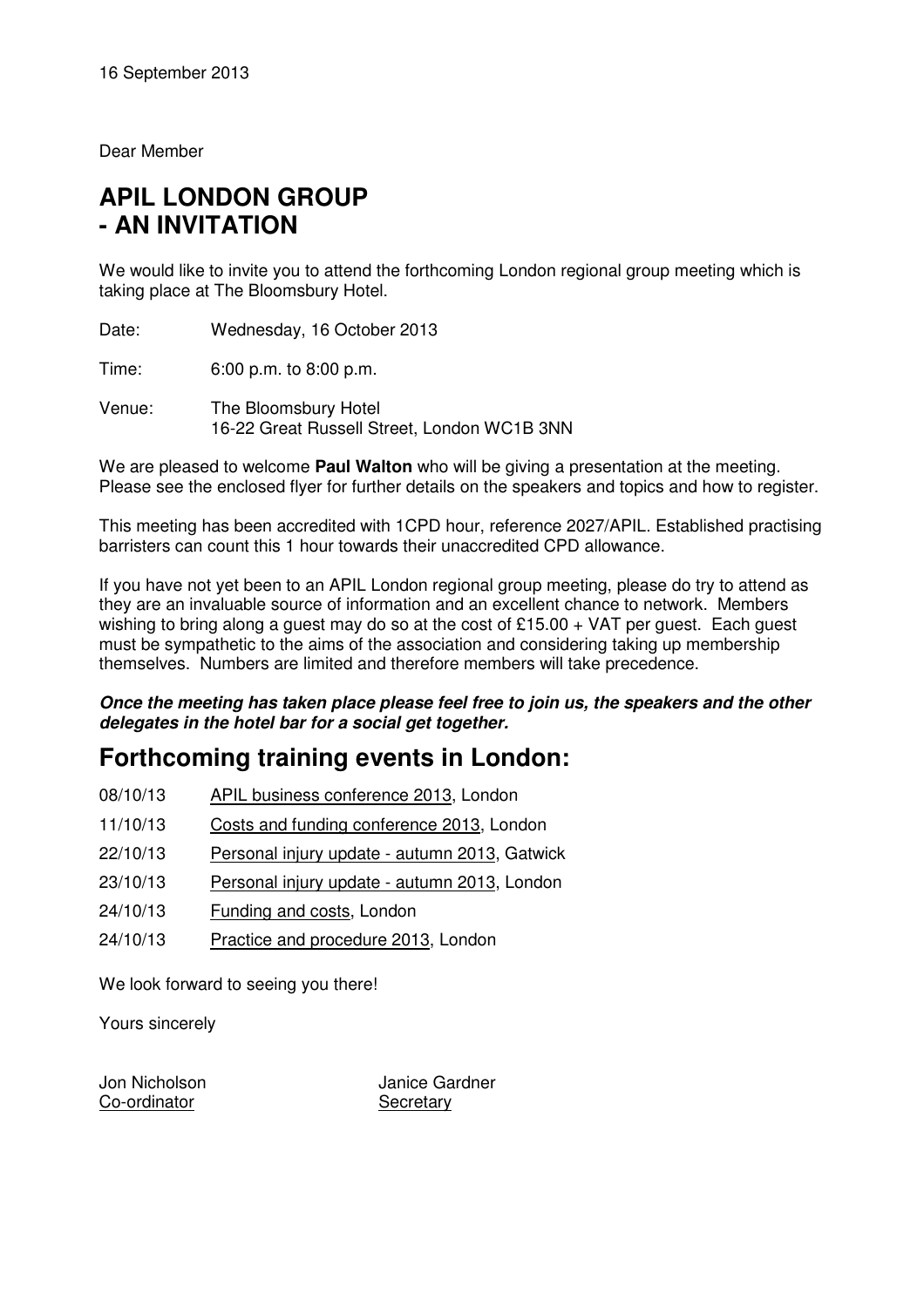16 September 2013

Dear Member

# APIL LONDON GROUP
# - AN INVITATION

We would like to invite you to attend the forthcoming London regional group meeting which is taking place at The Bloomsbury Hotel.

Date: Wednesday, 16 October 2013

Time: 6:00 p.m. to 8:00 p.m.

Venue: The Bloomsbury Hotel
16-22 Great Russell Street, London WC1B 3NN

We are pleased to welcome **Paul Walton** who will be giving a presentation at the meeting. Please see the enclosed flyer for further details on the speakers and topics and how to register.

This meeting has been accredited with 1CPD hour, reference 2027/APIL. Established practising barristers can count this 1 hour towards their unaccredited CPD allowance.

If you have not yet been to an APIL London regional group meeting, please do try to attend as they are an invaluable source of information and an excellent chance to network. Members wishing to bring along a guest may do so at the cost of £15.00 + VAT per guest. Each guest must be sympathetic to the aims of the association and considering taking up membership themselves. Numbers are limited and therefore members will take precedence.

***Once the meeting has taken place please feel free to join us, the speakers and the other delegates in the hotel bar for a social get together.***

## Forthcoming training events in London:

08/10/13 APIL business conference 2013, London

11/10/13 Costs and funding conference 2013, London

22/10/13 Personal injury update - autumn 2013, Gatwick

23/10/13 Personal injury update - autumn 2013, London

24/10/13 Funding and costs, London

24/10/13 Practice and procedure 2013, London

We look forward to seeing you there!

Yours sincerely

Jon Nicholson
Co-ordinator

Janice Gardner
Secretary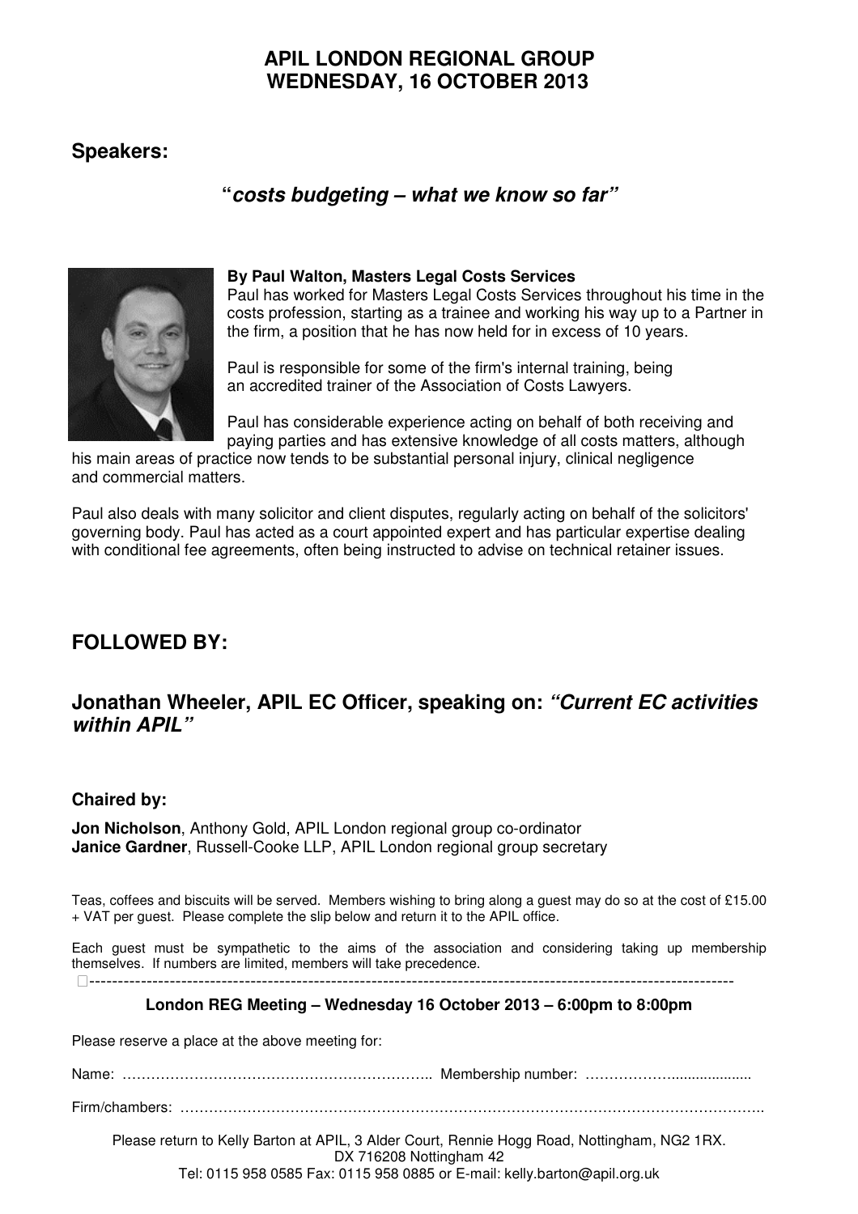# APIL LONDON REGIONAL GROUP
# WEDNESDAY, 16 OCTOBER 2013

## Speakers:

### "*costs budgeting – what we know so far*"

**By Paul Walton, Masters Legal Costs Services**

Paul has worked for Masters Legal Costs Services throughout his time in the costs profession, starting as a trainee and working his way up to a Partner in the firm, a position that he has now held for in excess of 10 years.

Paul is responsible for some of the firm's internal training, being an accredited trainer of the Association of Costs Lawyers.

Paul has considerable experience acting on behalf of both receiving and paying parties and has extensive knowledge of all costs matters, although his main areas of practice now tends to be substantial personal injury, clinical negligence and commercial matters.

Paul also deals with many solicitor and client disputes, regularly acting on behalf of the solicitors' governing body. Paul has acted as a court appointed expert and has particular expertise dealing with conditional fee agreements, often being instructed to advise on technical retainer issues.

## FOLLOWED BY:

### Jonathan Wheeler, APIL EC Officer, speaking on: *"Current EC activities within APIL"*

**Chaired by:**

**Jon Nicholson**, Anthony Gold, APIL London regional group co-ordinator
**Janice Gardner**, Russell-Cooke LLP, APIL London regional group secretary

Teas, coffees and biscuits will be served. Members wishing to bring along a guest may do so at the cost of £15.00 + VAT per guest. Please complete the slip below and return it to the APIL office.

Each guest must be sympathetic to the aims of the association and considering taking up membership themselves. If numbers are limited, members will take precedence.

---

**London REG Meeting – Wednesday 16 October 2013 – 6:00pm to 8:00pm**

Please reserve a place at the above meeting for:

Name: ………………………………………………………….. Membership number: ………………..................

Firm/chambers: …………………………………………………………………………………………………………..

Please return to Kelly Barton at APIL, 3 Alder Court, Rennie Hogg Road, Nottingham, NG2 1RX.
DX 716208 Nottingham 42
Tel: 0115 958 0585 Fax: 0115 958 0885 or E-mail: kelly.barton@apil.org.uk